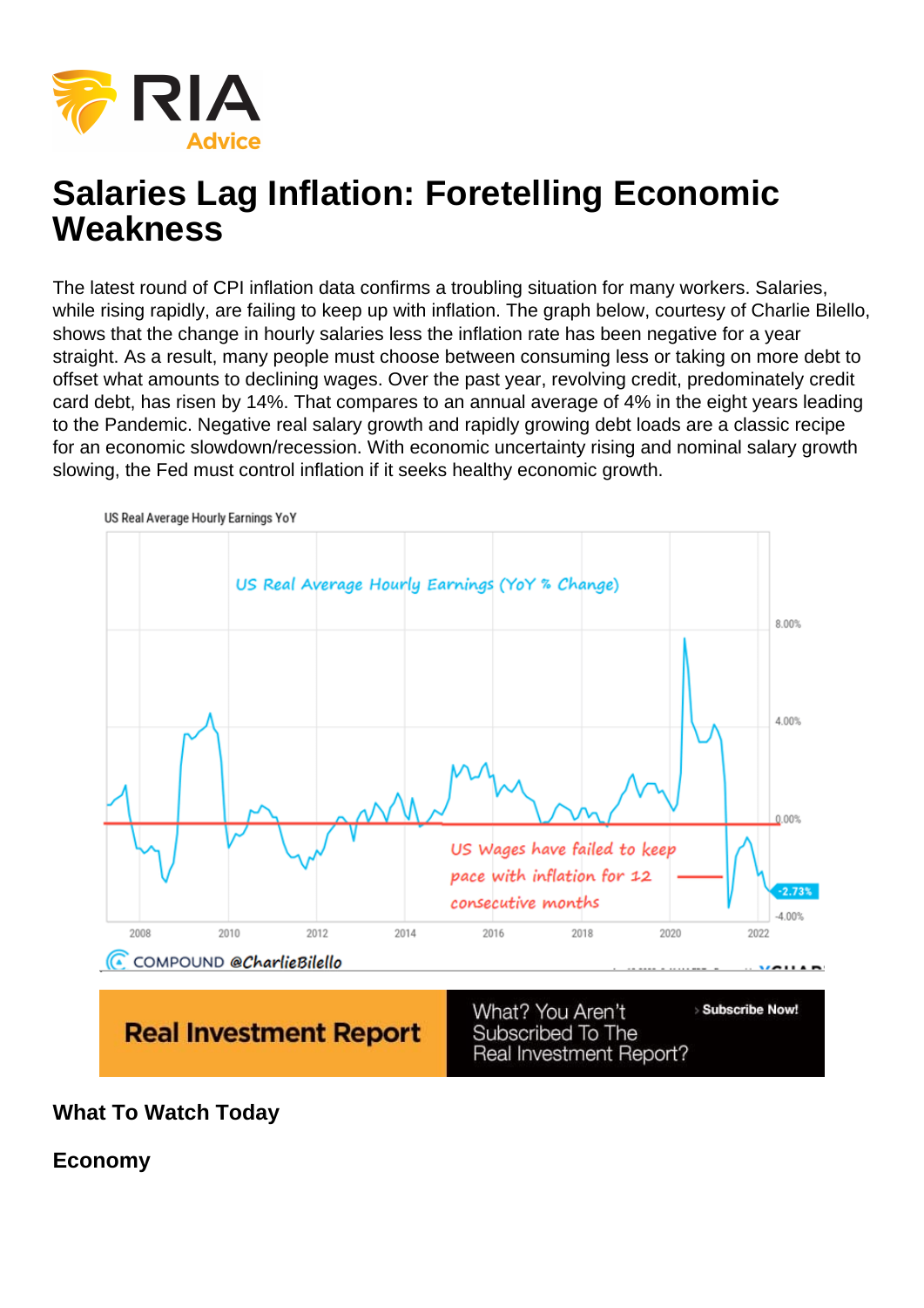# Salaries Lag Inflation: Foretelling Economic Weakness

The latest round of CPI inflation data confirms a troubling situation for many workers. Salaries, while rising rapidly, are failing to keep up with inflation. The graph below, courtesy of Charlie Bilello, shows that the change in hourly salaries less the inflation rate has been negative for a year straight. As a result, many people must choose between consuming less or taking on more debt to offset what amounts to declining wages. Over the past year, revolving credit, predominately credit card debt, has risen by 14%. That compares to an annual average of 4% in the eight years leading to the Pandemic. Negative real salary growth and rapidly growing debt loads are a classic recipe for an economic slowdown/recession. With economic uncertainty rising and nominal salary growth slowing, the Fed must control inflation if it seeks healthy economic growth.

**What To Watch Today**

**Economy**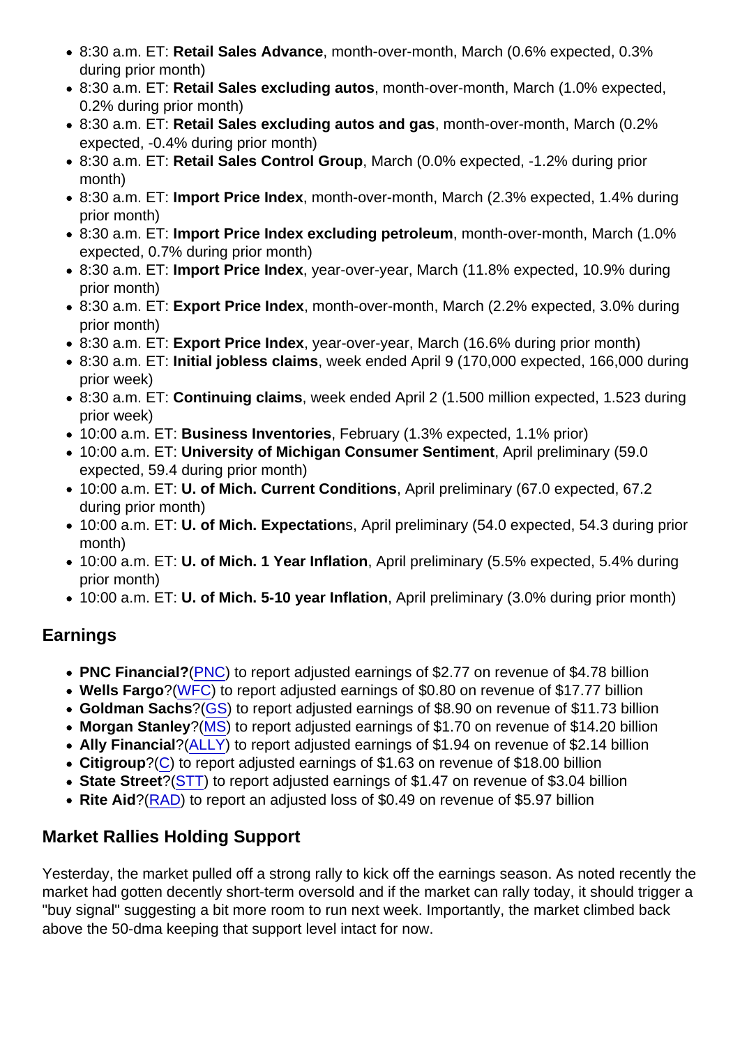- 8:30 a.m. ET: **Retail Sales Advance**, month-over-month, March (0.6% expected, 0.3% during prior month)
- 8:30 a.m. ET: **Retail Sales excluding autos**, month-over-month, March (1.0% expected, 0.2% during prior month)
- 8:30 a.m. ET: **Retail Sales excluding autos and gas**, month-over-month, March (0.2% expected, -0.4% during prior month)
- 8:30 a.m. ET: **Retail Sales Control Group**, March (0.0% expected, -1.2% during prior month)
- 8:30 a.m. ET: **Import Price Index**, month-over-month, March (2.3% expected, 1.4% during prior month)
- 8:30 a.m. ET: **Import Price Index excluding petroleum**, month-over-month, March (1.0% expected, 0.7% during prior month)
- 8:30 a.m. ET: **Import Price Index**, year-over-year, March (11.8% expected, 10.9% during prior month)
- 8:30 a.m. ET: **Export Price Index**, month-over-month, March (2.2% expected, 3.0% during prior month)
- 8:30 a.m. ET: **Export Price Index**, year-over-year, March (16.6% during prior month)
- 8:30 a.m. ET: **Initial jobless claims**, week ended April 9 (170,000 expected, 166,000 during prior week)
- 8:30 a.m. ET: **Continuing claims**, week ended April 2 (1.500 million expected, 1.523 during prior week)
- 10:00 a.m. ET: **Business Inventories**, February (1.3% expected, 1.1% prior)
- 10:00 a.m. ET: **University of Michigan Consumer Sentiment**, April preliminary (59.0 expected, 59.4 during prior month)
- 10:00 a.m. ET: **U. of Mich. Current Conditions**, April preliminary (67.0 expected, 67.2 during prior month)
- 10:00 a.m. ET: **U. of Mich. Expectation**s, April preliminary (54.0 expected, 54.3 during prior month)
- 10:00 a.m. ET: **U. of Mich. 1 Year Inflation**, April preliminary (5.5% expected, 5.4% during prior month)
- 10:00 a.m. ET: **U. of Mich. 5-10 year Inflation**, April preliminary (3.0% during prior month)

## Earnings

- **PNC Financial?**(PNC) to report adjusted earnings of $2.77 on revenue of $4.78 billion
- **Wells Fargo**?(WFC) to report adjusted earnings of $0.80 on revenue of $17.77 billion
- **Goldman Sachs**?(GS) to report adjusted earnings of $8.90 on revenue of $11.73 billion
- **Morgan Stanley**?(MS) to report adjusted earnings of $1.70 on revenue of $14.20 billion
- **Ally Financial**?(ALLY) to report adjusted earnings of $1.94 on revenue of $2.14 billion
- **Citigroup**?(C) to report adjusted earnings of $1.63 on revenue of $18.00 billion
- **State Street**?(STT) to report adjusted earnings of $1.47 on revenue of $3.04 billion
- **Rite Aid**?(RAD) to report an adjusted loss of $0.49 on revenue of $5.97 billion

## Market Rallies Holding Support

Yesterday, the market pulled off a strong rally to kick off the earnings season. As noted recently the market had gotten decently short-term oversold and if the market can rally today, it should trigger a "buy signal" suggesting a bit more room to run next week. Importantly, the market climbed back above the 50-dma keeping that support level intact for now.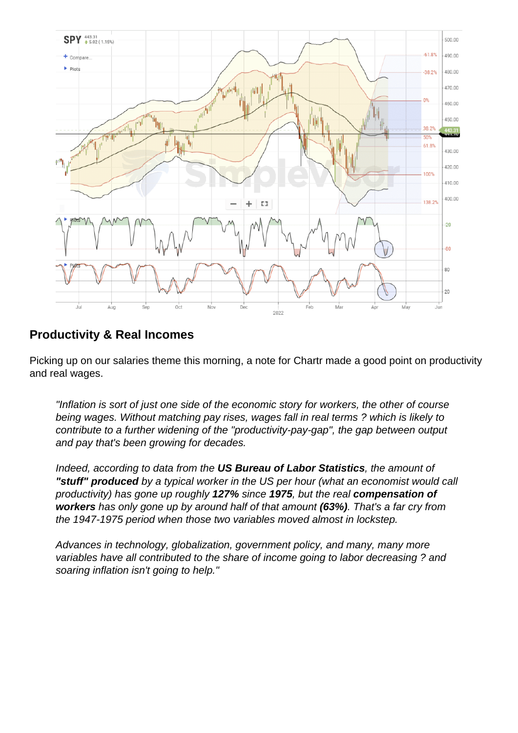## Productivity & Real Incomes

Picking up on our salaries theme this morning, a note for Chartr made a good point on productivity and real wages.

> *"Inflation is sort of just one side of the economic story for workers, the other of course being wages. Without matching pay rises, wages fall in real terms ? which is likely to contribute to a further widening of the "productivity-pay-gap", the gap between output and pay that's been growing for decades.*
>
> *Indeed, according to data from the **US Bureau of Labor Statistics**, the amount of **"stuff" produced** by a typical worker in the US per hour (what an economist would call productivity) has gone up roughly **127%** since **1975**, but the real **compensation of workers** has only gone up by around half of that amount **(63%)**. That's a far cry from the 1947-1975 period when those two variables moved almost in lockstep.*
>
> *Advances in technology, globalization, government policy, and many, many more variables have all contributed to the share of income going to labor decreasing ? and soaring inflation isn't going to help."*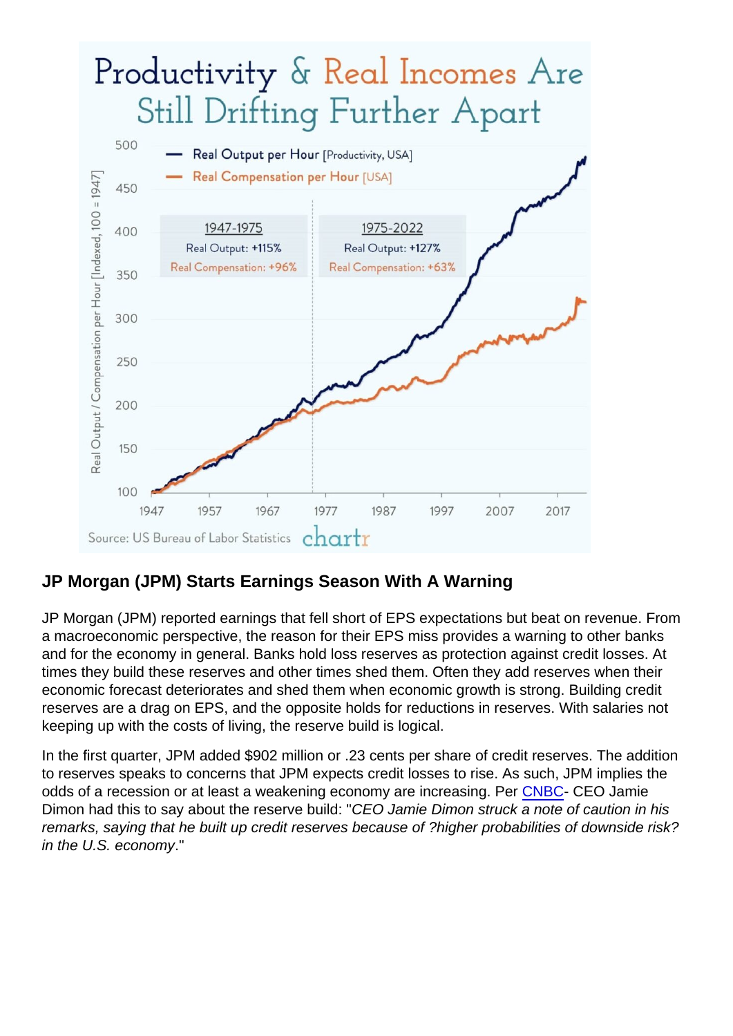## JP Morgan (JPM) Starts Earnings Season With A Warning

JP Morgan (JPM) reported earnings that fell short of EPS expectations but beat on revenue. From a macroeconomic perspective, the reason for their EPS miss provides a warning to other banks and for the economy in general. Banks hold loss reserves as protection against credit losses. At times they build these reserves and other times shed them. Often they add reserves when their economic forecast deteriorates and shed them when economic growth is strong. Building credit reserves are a drag on EPS, and the opposite holds for reductions in reserves. With salaries not keeping up with the costs of living, the reserve build is logical.

In the first quarter, JPM added $902 million or .23 cents per share of credit reserves. The addition to reserves speaks to concerns that JPM expects credit losses to rise. As such, JPM implies the odds of a recession or at least a weakening economy are increasing. Per CNBC- CEO Jamie Dimon had this to say about the reserve build: "*CEO Jamie Dimon struck a note of caution in his remarks, saying that he built up credit reserves because of ?higher probabilities of downside risk? in the U.S. economy*."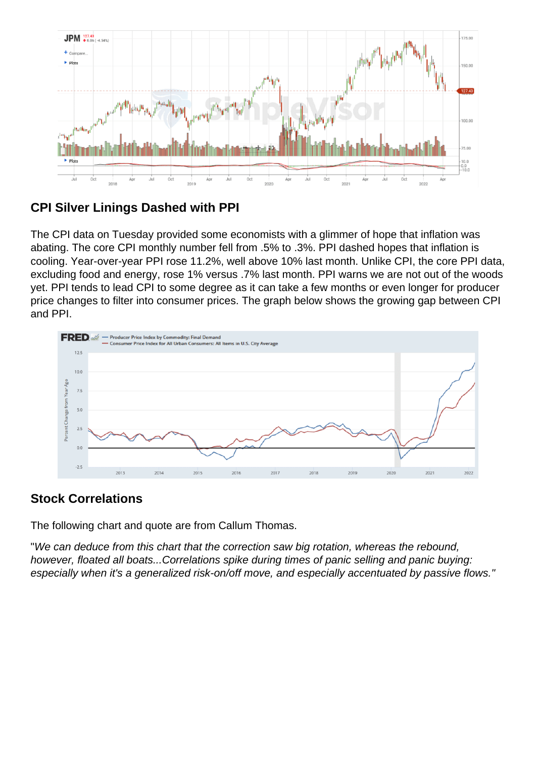## CPI Silver Linings Dashed with PPI

The CPI data on Tuesday provided some economists with a glimmer of hope that inflation was abating. The core CPI monthly number fell from .5% to .3%. PPI dashed hopes that inflation is cooling. Year-over-year PPI rose 11.2%, well above 10% last month. Unlike CPI, the core PPI data, excluding food and energy, rose 1% versus .7% last month. PPI warns we are not out of the woods yet. PPI tends to lead CPI to some degree as it can take a few months or even longer for producer price changes to filter into consumer prices. The graph below shows the growing gap between CPI and PPI.

## Stock Correlations

The following chart and quote are from Callum Thomas.

"*We can deduce from this chart that the correction saw big rotation, whereas the rebound, however, floated all boats...Correlations spike during times of panic selling and panic buying: especially when it's a generalized risk-on/off move, and especially accentuated by passive flows.*"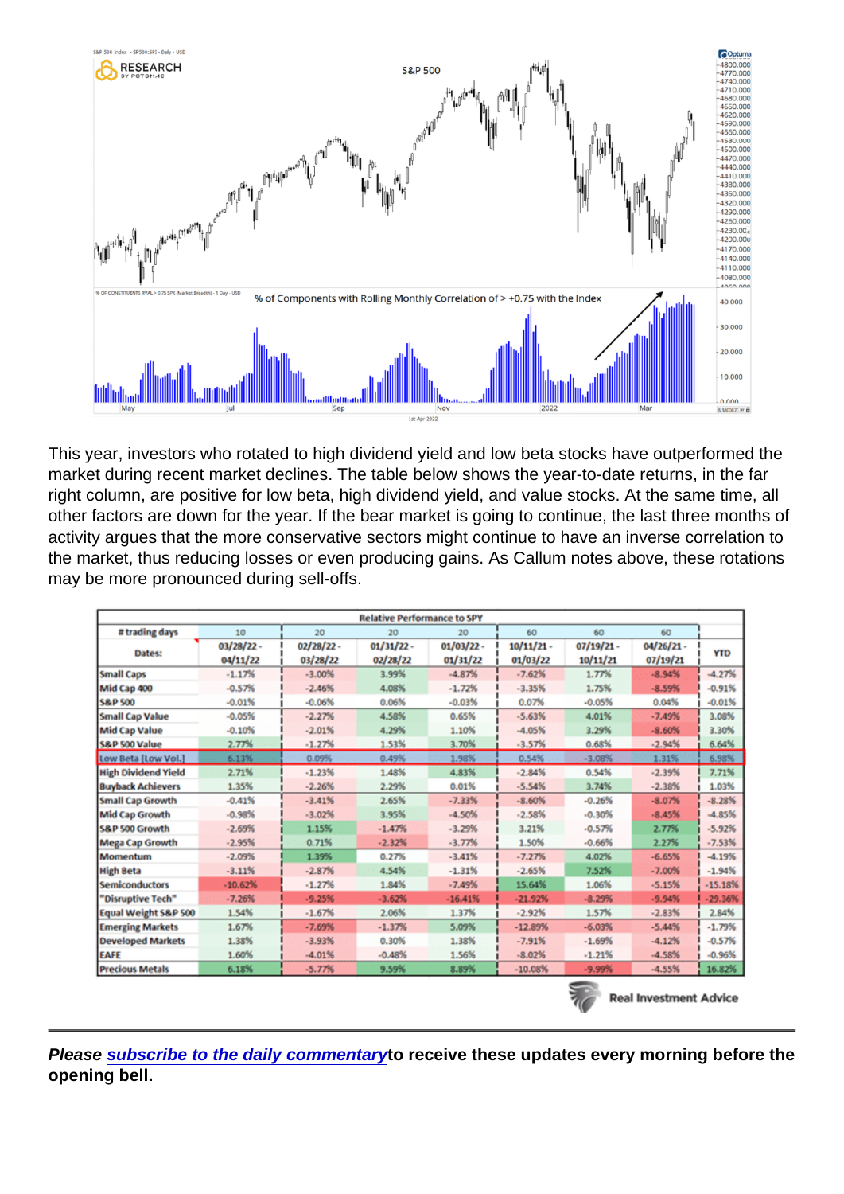S&P 500 Index - SP500:SPI - Daily - USD

RESEARCH BY POTOMAC

S&P 500

Optuma

4800.000
4770.000
4740.000
4710.000
4680.000
4650.000
4620.000
4590.000
4560.000
4530.000
4500.000
4470.000
4440.000
4410.000
4380.000
4350.000
4320.000
4290.000
4260.000
4230.000
4200.000
4170.000
4140.000
4110.000
4080.000

% OF CONSTITUENTS RVAL > 0.75 SPX (Market Breadth) - 1 Day - USD

% of Components with Rolling Monthly Correlation of > +0.75 with the Index

40.000
30.000
20.000
10.000
0.000

May Jul Sep Nov 2022 Mar

1st Apr 2022

This year, investors who rotated to high dividend yield and low beta stocks have outperformed the market during recent market declines. The table below shows the year-to-date returns, in the far right column, are positive for low beta, high dividend yield, and value stocks. At the same time, all other factors are down for the year. If the bear market is going to continue, the last three months of activity argues that the more conservative sectors might continue to have an inverse correlation to the market, thus reducing losses or even producing gains. As Callum notes above, these rotations may be more pronounced during sell-offs.

| Relative Performance to SPY | | | | | | | | |
|---|---|---|---|---|---|---|---|---|
| # trading days | 10 | 20 | 20 | 20 | 60 | 60 | 60 | |
| Dates: | 03/28/22 - 04/11/22 | 02/28/22 - 03/28/22 | 01/31/22 - 02/28/22 | 01/03/22 - 01/31/22 | 10/11/21 - 01/03/22 | 07/19/21 - 10/11/21 | 04/26/21 - 07/19/21 | YTD |
| Small Caps | -1.17% | -3.00% | 3.99% | -4.87% | -7.62% | 1.77% | -8.94% | -4.27% |
| Mid Cap 400 | -0.57% | -2.46% | 4.08% | -1.72% | -3.35% | 1.75% | -8.59% | -0.91% |
| S&P 500 | -0.01% | -0.06% | 0.06% | -0.03% | 0.07% | -0.05% | 0.04% | -0.01% |
| Small Cap Value | -0.05% | -2.27% | 4.58% | 0.65% | -5.63% | 4.01% | -7.49% | 3.08% |
| Mid Cap Value | -0.10% | -2.01% | 4.29% | 1.10% | -4.05% | 3.29% | -8.60% | 3.30% |
| S&P 500 Value | 2.77% | -1.27% | 1.53% | 3.70% | -3.57% | 0.68% | -2.94% | 6.64% |
| Low Beta [Low Vol.] | 6.13% | 0.09% | 0.49% | 1.98% | 0.54% | -3.08% | 1.31% | 6.98% |
| High Dividend Yield | 2.71% | -1.23% | 1.48% | 4.83% | -2.84% | 0.54% | -2.39% | 7.71% |
| Buyback Achievers | 1.35% | -2.26% | 2.29% | 0.01% | -5.54% | 3.74% | -2.38% | 1.03% |
| Small Cap Growth | -0.41% | -3.41% | 2.65% | -7.33% | -8.60% | -0.26% | -8.07% | -8.28% |
| Mid Cap Growth | -0.98% | -3.02% | 3.95% | -4.50% | -2.58% | -0.30% | -8.45% | -4.85% |
| S&P 500 Growth | -2.69% | 1.15% | -1.47% | -3.29% | 3.21% | -0.57% | 2.77% | -5.92% |
| Mega Cap Growth | -2.95% | 0.71% | -2.32% | -3.77% | 1.50% | -0.66% | 2.27% | -7.53% |
| Momentum | -2.09% | 1.39% | 0.27% | -3.41% | -7.27% | 4.02% | -6.65% | -4.19% |
| High Beta | -3.11% | -2.87% | 4.54% | -1.31% | -2.65% | 7.52% | -7.00% | -1.94% |
| Semiconductors | -10.62% | -1.27% | 1.84% | -7.49% | 15.64% | 1.06% | -5.15% | -15.18% |
| "Disruptive Tech" | -7.26% | -9.25% | -3.62% | -16.41% | -21.92% | -8.29% | -9.94% | -29.36% |
| Equal Weight S&P 500 | 1.54% | -1.67% | 2.06% | 1.37% | -2.92% | 1.57% | -2.83% | 2.84% |
| Emerging Markets | 1.67% | -7.69% | -1.37% | 5.09% | -12.89% | -6.03% | -5.44% | -1.79% |
| Developed Markets | 1.38% | -3.93% | 0.30% | 1.38% | -7.91% | -1.69% | -4.12% | -0.57% |
| EAFE | 1.60% | -4.01% | -0.48% | 1.56% | -8.02% | -1.21% | -4.58% | -0.96% |
| Precious Metals | 6.18% | -5.77% | 9.59% | 8.89% | -10.08% | -9.99% | -4.55% | 16.82% |

Real Investment Advice

***Please subscribe to the daily commentary*** **to receive these updates every morning before the opening bell.**